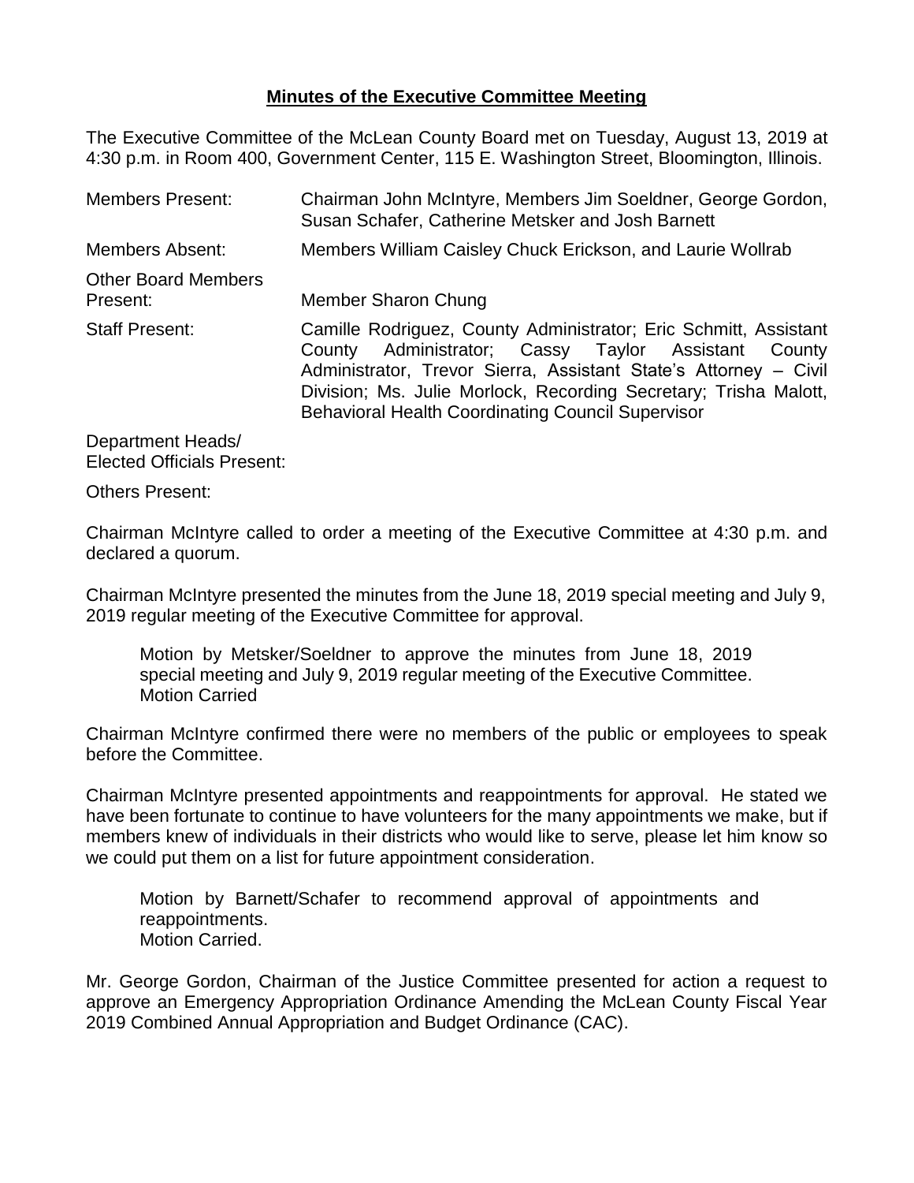# **Minutes of the Executive Committee Meeting**

The Executive Committee of the McLean County Board met on Tuesday, August 13, 2019 at 4:30 p.m. in Room 400, Government Center, 115 E. Washington Street, Bloomington, Illinois.

| | |
|---|---|
| Members Present: | Chairman John McIntyre, Members Jim Soeldner, George Gordon, Susan Schafer, Catherine Metsker and Josh Barnett |
| Members Absent: | Members William Caisley Chuck Erickson, and Laurie Wollrab |
| Other Board Members Present: | Member Sharon Chung |
| Staff Present: | Camille Rodriguez, County Administrator; Eric Schmitt, Assistant County Administrator; Cassy Taylor Assistant County Administrator, Trevor Sierra, Assistant State's Attorney – Civil Division; Ms. Julie Morlock, Recording Secretary; Trisha Malott, Behavioral Health Coordinating Council Supervisor |
| Department Heads/ Elected Officials Present: | |
| Others Present: | |

Chairman McIntyre called to order a meeting of the Executive Committee at 4:30 p.m. and declared a quorum.

Chairman McIntyre presented the minutes from the June 18, 2019 special meeting and July 9, 2019 regular meeting of the Executive Committee for approval.

> Motion by Metsker/Soeldner to approve the minutes from June 18, 2019 special meeting and July 9, 2019 regular meeting of the Executive Committee.
> Motion Carried

Chairman McIntyre confirmed there were no members of the public or employees to speak before the Committee.

Chairman McIntyre presented appointments and reappointments for approval. He stated we have been fortunate to continue to have volunteers for the many appointments we make, but if members knew of individuals in their districts who would like to serve, please let him know so we could put them on a list for future appointment consideration.

> Motion by Barnett/Schafer to recommend approval of appointments and reappointments.
> Motion Carried.

Mr. George Gordon, Chairman of the Justice Committee presented for action a request to approve an Emergency Appropriation Ordinance Amending the McLean County Fiscal Year 2019 Combined Annual Appropriation and Budget Ordinance (CAC).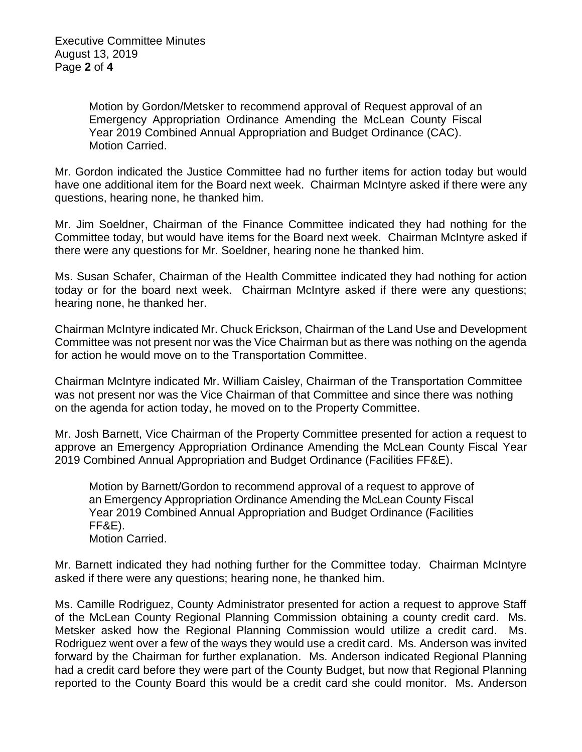Motion by Gordon/Metsker to recommend approval of Request approval of an Emergency Appropriation Ordinance Amending the McLean County Fiscal Year 2019 Combined Annual Appropriation and Budget Ordinance (CAC).
Motion Carried.

Mr. Gordon indicated the Justice Committee had no further items for action today but would have one additional item for the Board next week. Chairman McIntyre asked if there were any questions, hearing none, he thanked him.

Mr. Jim Soeldner, Chairman of the Finance Committee indicated they had nothing for the Committee today, but would have items for the Board next week. Chairman McIntyre asked if there were any questions for Mr. Soeldner, hearing none he thanked him.

Ms. Susan Schafer, Chairman of the Health Committee indicated they had nothing for action today or for the board next week. Chairman McIntyre asked if there were any questions; hearing none, he thanked her.

Chairman McIntyre indicated Mr. Chuck Erickson, Chairman of the Land Use and Development Committee was not present nor was the Vice Chairman but as there was nothing on the agenda for action he would move on to the Transportation Committee.

Chairman McIntyre indicated Mr. William Caisley, Chairman of the Transportation Committee was not present nor was the Vice Chairman of that Committee and since there was nothing on the agenda for action today, he moved on to the Property Committee.

Mr. Josh Barnett, Vice Chairman of the Property Committee presented for action a request to approve an Emergency Appropriation Ordinance Amending the McLean County Fiscal Year 2019 Combined Annual Appropriation and Budget Ordinance (Facilities FF&E).

Motion by Barnett/Gordon to recommend approval of a request to approve of an Emergency Appropriation Ordinance Amending the McLean County Fiscal Year 2019 Combined Annual Appropriation and Budget Ordinance (Facilities FF&E).
Motion Carried.

Mr. Barnett indicated they had nothing further for the Committee today. Chairman McIntyre asked if there were any questions; hearing none, he thanked him.

Ms. Camille Rodriguez, County Administrator presented for action a request to approve Staff of the McLean County Regional Planning Commission obtaining a county credit card. Ms. Metsker asked how the Regional Planning Commission would utilize a credit card. Ms. Rodriguez went over a few of the ways they would use a credit card. Ms. Anderson was invited forward by the Chairman for further explanation. Ms. Anderson indicated Regional Planning had a credit card before they were part of the County Budget, but now that Regional Planning reported to the County Board this would be a credit card she could monitor. Ms. Anderson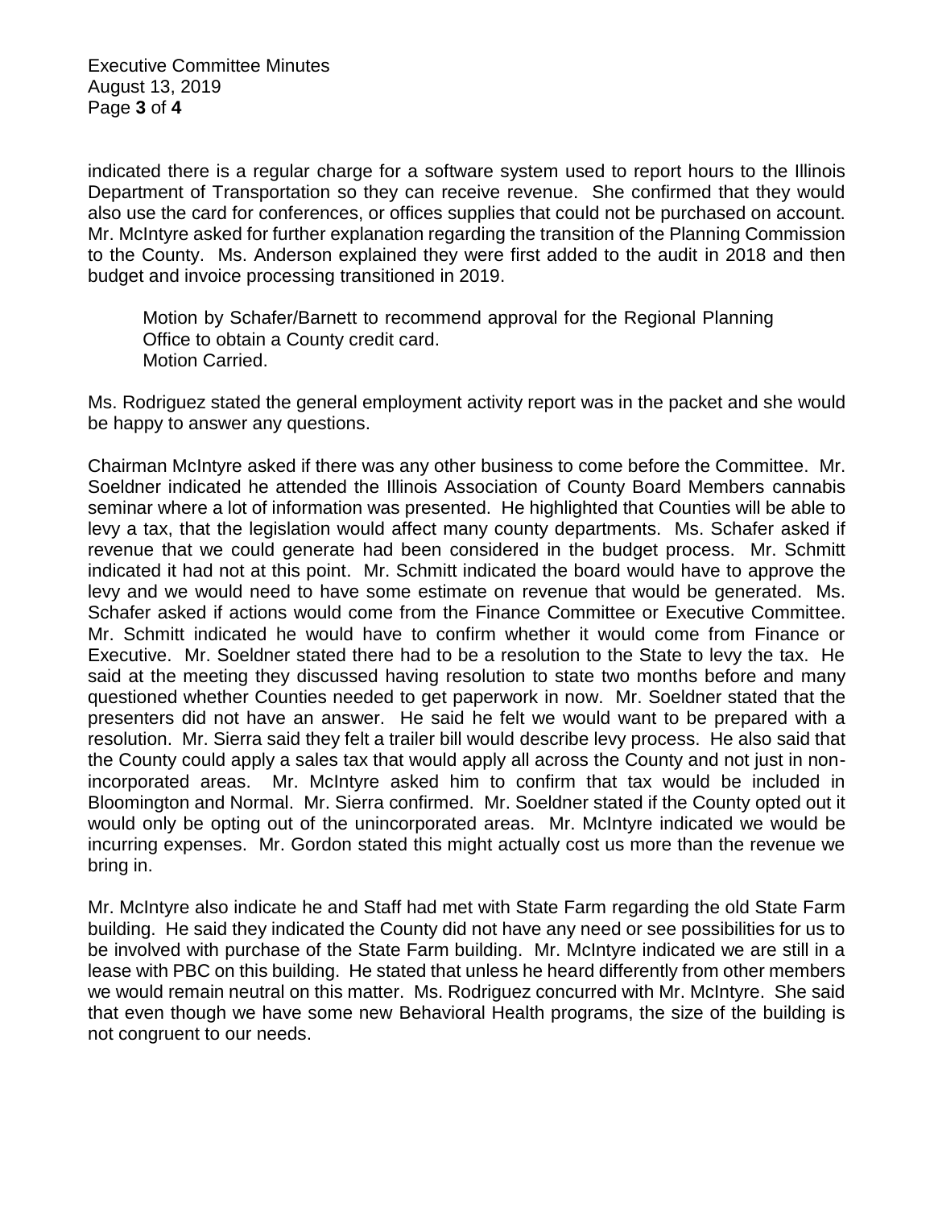indicated there is a regular charge for a software system used to report hours to the Illinois Department of Transportation so they can receive revenue. She confirmed that they would also use the card for conferences, or offices supplies that could not be purchased on account. Mr. McIntyre asked for further explanation regarding the transition of the Planning Commission to the County. Ms. Anderson explained they were first added to the audit in 2018 and then budget and invoice processing transitioned in 2019.

> Motion by Schafer/Barnett to recommend approval for the Regional Planning Office to obtain a County credit card.
> Motion Carried.

Ms. Rodriguez stated the general employment activity report was in the packet and she would be happy to answer any questions.

Chairman McIntyre asked if there was any other business to come before the Committee. Mr. Soeldner indicated he attended the Illinois Association of County Board Members cannabis seminar where a lot of information was presented. He highlighted that Counties will be able to levy a tax, that the legislation would affect many county departments. Ms. Schafer asked if revenue that we could generate had been considered in the budget process. Mr. Schmitt indicated it had not at this point. Mr. Schmitt indicated the board would have to approve the levy and we would need to have some estimate on revenue that would be generated. Ms. Schafer asked if actions would come from the Finance Committee or Executive Committee. Mr. Schmitt indicated he would have to confirm whether it would come from Finance or Executive. Mr. Soeldner stated there had to be a resolution to the State to levy the tax. He said at the meeting they discussed having resolution to state two months before and many questioned whether Counties needed to get paperwork in now. Mr. Soeldner stated that the presenters did not have an answer. He said he felt we would want to be prepared with a resolution. Mr. Sierra said they felt a trailer bill would describe levy process. He also said that the County could apply a sales tax that would apply all across the County and not just in non-incorporated areas. Mr. McIntyre asked him to confirm that tax would be included in Bloomington and Normal. Mr. Sierra confirmed. Mr. Soeldner stated if the County opted out it would only be opting out of the unincorporated areas. Mr. McIntyre indicated we would be incurring expenses. Mr. Gordon stated this might actually cost us more than the revenue we bring in.

Mr. McIntyre also indicate he and Staff had met with State Farm regarding the old State Farm building. He said they indicated the County did not have any need or see possibilities for us to be involved with purchase of the State Farm building. Mr. McIntyre indicated we are still in a lease with PBC on this building. He stated that unless he heard differently from other members we would remain neutral on this matter. Ms. Rodriguez concurred with Mr. McIntyre. She said that even though we have some new Behavioral Health programs, the size of the building is not congruent to our needs.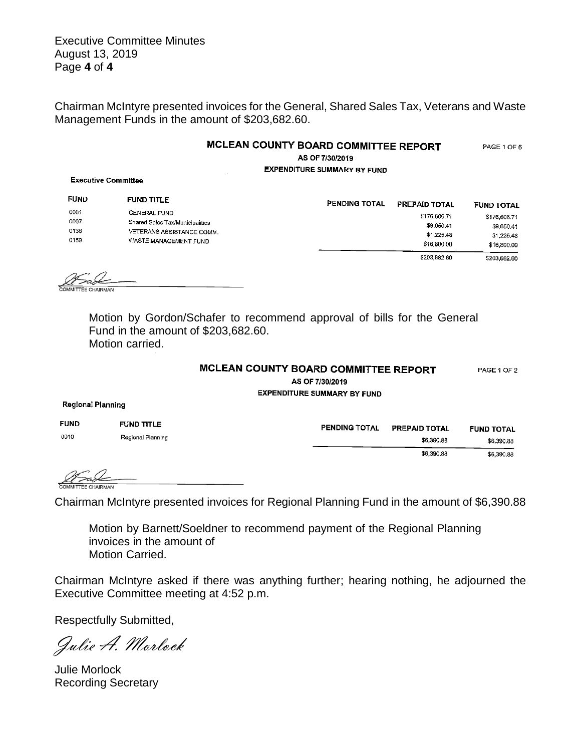Chairman McIntyre presented invoices for the General, Shared Sales Tax, Veterans and Waste Management Funds in the amount of $203,682.60.

**MCLEAN COUNTY BOARD COMMITTEE REPORT** PAGE 1 OF 6

**AS OF 7/30/2019**

**EXPENDITURE SUMMARY BY FUND**

**Executive Committee**

| FUND | FUND TITLE | PENDING TOTAL | PREPAID TOTAL | FUND TOTAL |
|---|---|---|---|---|
| 0001 | GENERAL FUND | | $176,606.71 | $176,606.71 |
| 0007 | Shared Sales Tax/Municipalities | | $9,050.41 | $9,050.41 |
| 0136 | VETERANS ASSISTANCE COMM. | | $1,225.48 | $1,225.48 |
| 0159 | WASTE MANAGEMENT FUND | | $16,800.00 | $16,800.00 |
| | | | $203,682.60 | $203,682.60 |

COMMITTEE CHAIRMAN

Motion by Gordon/Schafer to recommend approval of bills for the General Fund in the amount of $203,682.60.
Motion carried.

**MCLEAN COUNTY BOARD COMMITTEE REPORT** PAGE 1 OF 2

**AS OF 7/30/2019**

**EXPENDITURE SUMMARY BY FUND**

**Regional Planning**

| FUND | FUND TITLE | PENDING TOTAL | PREPAID TOTAL | FUND TOTAL |
|---|---|---|---|---|
| 0010 | Regional Planning | | $6,390.88 | $6,390.88 |
| | | | $6,390.88 | $6,390.88 |

COMMITTEE CHAIRMAN

Chairman McIntyre presented invoices for Regional Planning Fund in the amount of $6,390.88

Motion by Barnett/Soeldner to recommend payment of the Regional Planning invoices in the amount of
Motion Carried.

Chairman McIntyre asked if there was anything further; hearing nothing, he adjourned the Executive Committee meeting at 4:52 p.m.

Respectfully Submitted,

*Julie A. Morlock*

Julie Morlock
Recording Secretary